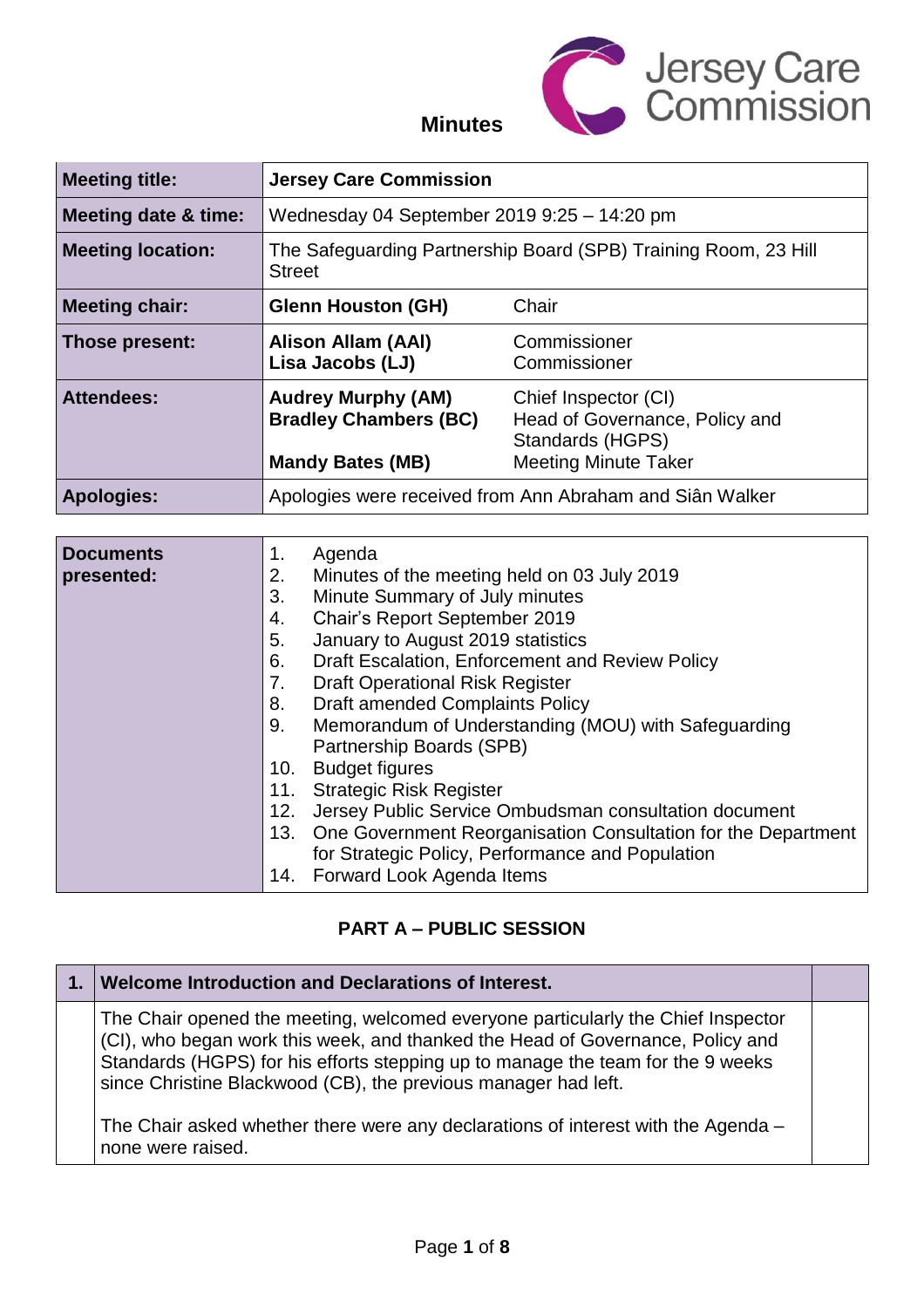# Minutes

Jersey Care Commission

| Meeting title: | Jersey Care Commission | |
|---|---|---|
| Meeting date & time: | Wednesday 04 September 2019 9:25 – 14:20 pm | |
| Meeting location: | The Safeguarding Partnership Board (SPB) Training Room, 23 Hill Street | |
| Meeting chair: | **Glenn Houston (GH)** | Chair |
| Those present: | **Alison Allam (AAl)**<br>**Lisa Jacobs (LJ)** | Commissioner<br>Commissioner |
| Attendees: | **Audrey Murphy (AM)**<br>**Bradley Chambers (BC)**<br><br>**Mandy Bates (MB)** | Chief Inspector (CI)<br>Head of Governance, Policy and Standards (HGPS)<br>Meeting Minute Taker |
| Apologies: | Apologies were received from Ann Abraham and Siân Walker | |

| Documents presented: | |
|---|---|
| | 1. Agenda<br>2. Minutes of the meeting held on 03 July 2019<br>3. Minute Summary of July minutes<br>4. Chair's Report September 2019<br>5. January to August 2019 statistics<br>6. Draft Escalation, Enforcement and Review Policy<br>7. Draft Operational Risk Register<br>8. Draft amended Complaints Policy<br>9. Memorandum of Understanding (MOU) with Safeguarding Partnership Boards (SPB)<br>10. Budget figures<br>11. Strategic Risk Register<br>12. Jersey Public Service Ombudsman consultation document<br>13. One Government Reorganisation Consultation for the Department for Strategic Policy, Performance and Population<br>14. Forward Look Agenda Items |

## PART A – PUBLIC SESSION

| 1. | Welcome Introduction and Declarations of Interest. | |
|---|---|---|
| | The Chair opened the meeting, welcomed everyone particularly the Chief Inspector (CI), who began work this week, and thanked the Head of Governance, Policy and Standards (HGPS) for his efforts stepping up to manage the team for the 9 weeks since Christine Blackwood (CB), the previous manager had left.<br><br>The Chair asked whether there were any declarations of interest with the Agenda – none were raised. | |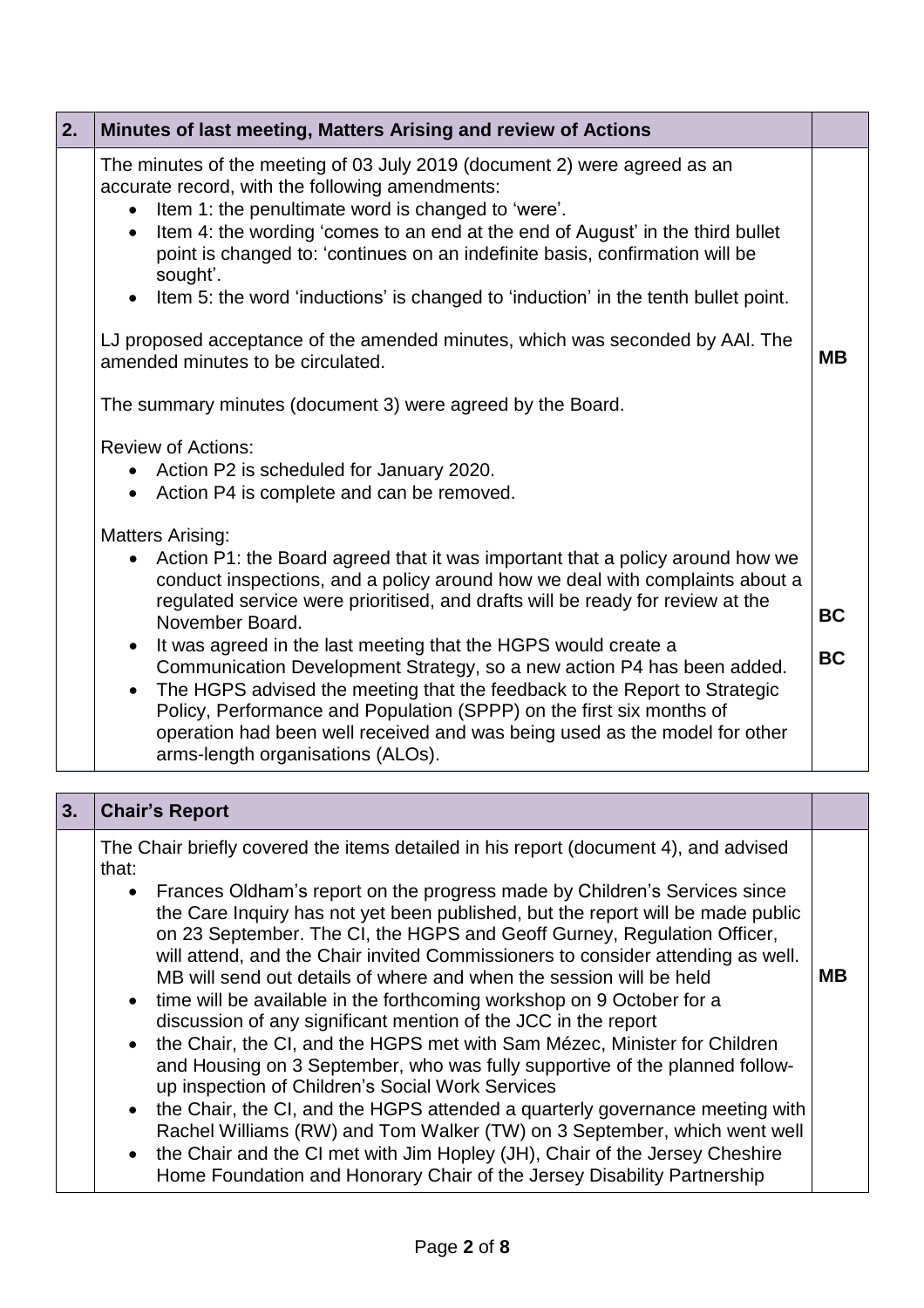| 2. | Minutes of last meeting, Matters Arising and review of Actions | |
|---|---|---|
| | The minutes of the meeting of 03 July 2019 (document 2) were agreed as an accurate record, with the following amendments:<br>• Item 1: the penultimate word is changed to 'were'.<br>• Item 4: the wording 'comes to an end at the end of August' in the third bullet point is changed to: 'continues on an indefinite basis, confirmation will be sought'.<br>• Item 5: the word 'inductions' is changed to 'induction' in the tenth bullet point.<br><br>LJ proposed acceptance of the amended minutes, which was seconded by AAl. The amended minutes to be circulated. | **MB** |
| | The summary minutes (document 3) were agreed by the Board.<br><br>Review of Actions:<br>• Action P2 is scheduled for January 2020.<br>• Action P4 is complete and can be removed. | |
| | Matters Arising:<br>• Action P1: the Board agreed that it was important that a policy around how we conduct inspections, and a policy around how we deal with complaints about a regulated service were prioritised, and drafts will be ready for review at the November Board. | **BC** |
| | • It was agreed in the last meeting that the HGPS would create a Communication Development Strategy, so a new action P4 has been added. | **BC** |
| | • The HGPS advised the meeting that the feedback to the Report to Strategic Policy, Performance and Population (SPPP) on the first six months of operation had been well received and was being used as the model for other arms-length organisations (ALOs). | |

| 3. | Chair's Report | |
|---|---|---|
| | The Chair briefly covered the items detailed in his report (document 4), and advised that:<br>• Frances Oldham's report on the progress made by Children's Services since the Care Inquiry has not yet been published, but the report will be made public on 23 September. The CI, the HGPS and Geoff Gurney, Regulation Officer, will attend, and the Chair invited Commissioners to consider attending as well. MB will send out details of where and when the session will be held | **MB** |
| | • time will be available in the forthcoming workshop on 9 October for a discussion of any significant mention of the JCC in the report<br>• the Chair, the CI, and the HGPS met with Sam Mézec, Minister for Children and Housing on 3 September, who was fully supportive of the planned follow-up inspection of Children's Social Work Services<br>• the Chair, the CI, and the HGPS attended a quarterly governance meeting with Rachel Williams (RW) and Tom Walker (TW) on 3 September, which went well<br>• the Chair and the CI met with Jim Hopley (JH), Chair of the Jersey Cheshire Home Foundation and Honorary Chair of the Jersey Disability Partnership | |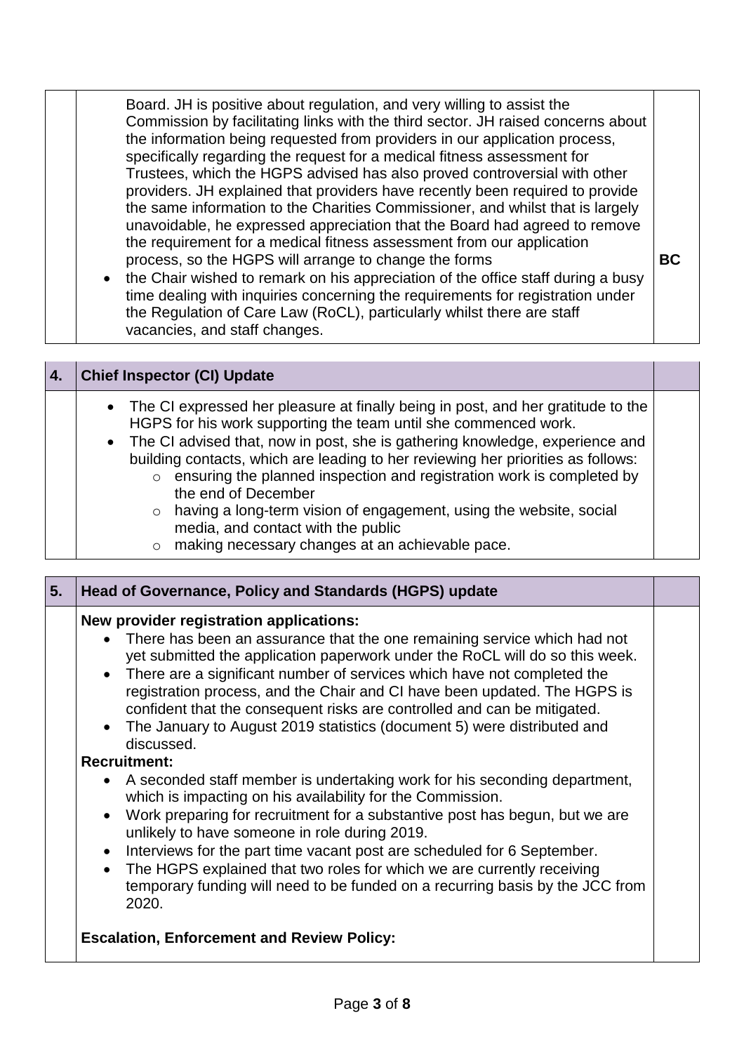| | | |
|---|---|---|
| | Board. JH is positive about regulation, and very willing to assist the Commission by facilitating links with the third sector. JH raised concerns about the information being requested from providers in our application process, specifically regarding the request for a medical fitness assessment for Trustees, which the HGPS advised has also proved controversial with other providers. JH explained that providers have recently been required to provide the same information to the Charities Commissioner, and whilst that is largely unavoidable, he expressed appreciation that the Board had agreed to remove the requirement for a medical fitness assessment from our application process, so the HGPS will arrange to change the forms<br>• the Chair wished to remark on his appreciation of the office staff during a busy time dealing with inquiries concerning the requirements for registration under the Regulation of Care Law (RoCL), particularly whilst there are staff vacancies, and staff changes. | **BC** |

| | | |
|---|---|---|
| **4.** | **Chief Inspector (CI) Update** | |
| | • The CI expressed her pleasure at finally being in post, and her gratitude to the HGPS for his work supporting the team until she commenced work.<br>• The CI advised that, now in post, she is gathering knowledge, experience and building contacts, which are leading to her reviewing her priorities as follows:<br>&nbsp;&nbsp;&nbsp;&nbsp;○ ensuring the planned inspection and registration work is completed by the end of December<br>&nbsp;&nbsp;&nbsp;&nbsp;○ having a long-term vision of engagement, using the website, social media, and contact with the public<br>&nbsp;&nbsp;&nbsp;&nbsp;○ making necessary changes at an achievable pace. | |

| | | |
|---|---|---|
| **5.** | **Head of Governance, Policy and Standards (HGPS) update** | |
| | **New provider registration applications:**<br>• There has been an assurance that the one remaining service which had not yet submitted the application paperwork under the RoCL will do so this week.<br>• There are a significant number of services which have not completed the registration process, and the Chair and CI have been updated. The HGPS is confident that the consequent risks are controlled and can be mitigated.<br>• The January to August 2019 statistics (document 5) were distributed and discussed.<br>**Recruitment:**<br>• A seconded staff member is undertaking work for his seconding department, which is impacting on his availability for the Commission.<br>• Work preparing for recruitment for a substantive post has begun, but we are unlikely to have someone in role during 2019.<br>• Interviews for the part time vacant post are scheduled for 6 September.<br>• The HGPS explained that two roles for which we are currently receiving temporary funding will need to be funded on a recurring basis by the JCC from 2020.<br><br>**Escalation, Enforcement and Review Policy:** | |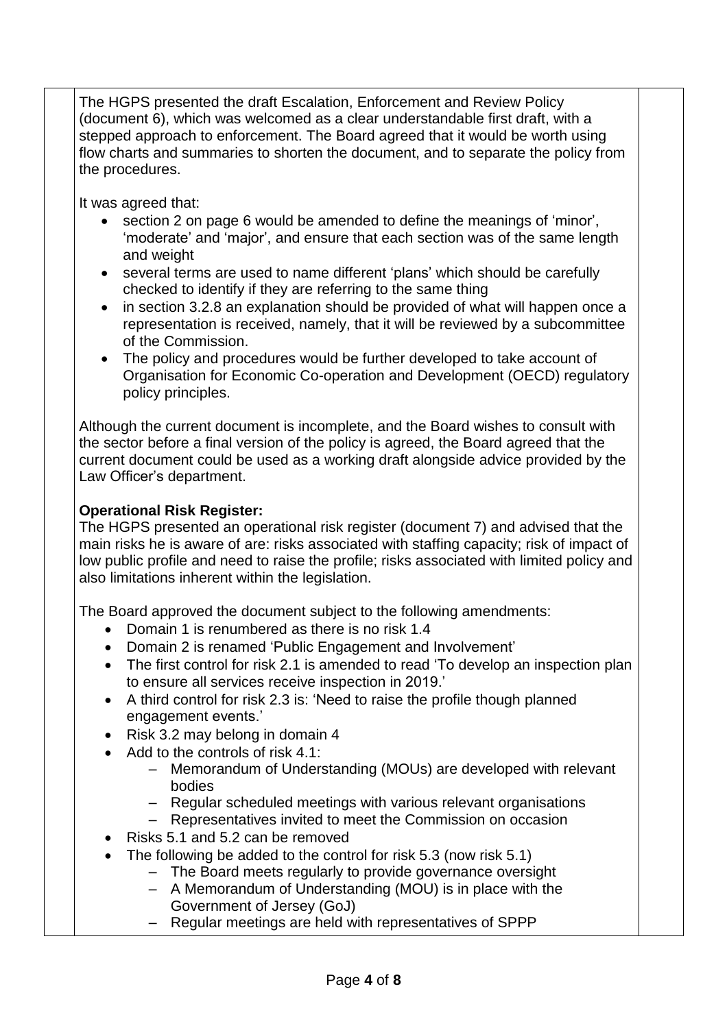The HGPS presented the draft Escalation, Enforcement and Review Policy (document 6), which was welcomed as a clear understandable first draft, with a stepped approach to enforcement. The Board agreed that it would be worth using flow charts and summaries to shorten the document, and to separate the policy from the procedures.

It was agreed that:

- section 2 on page 6 would be amended to define the meanings of 'minor', 'moderate' and 'major', and ensure that each section was of the same length and weight
- several terms are used to name different 'plans' which should be carefully checked to identify if they are referring to the same thing
- in section 3.2.8 an explanation should be provided of what will happen once a representation is received, namely, that it will be reviewed by a subcommittee of the Commission.
- The policy and procedures would be further developed to take account of Organisation for Economic Co-operation and Development (OECD) regulatory policy principles.

Although the current document is incomplete, and the Board wishes to consult with the sector before a final version of the policy is agreed, the Board agreed that the current document could be used as a working draft alongside advice provided by the Law Officer's department.

**Operational Risk Register:**

The HGPS presented an operational risk register (document 7) and advised that the main risks he is aware of are: risks associated with staffing capacity; risk of impact of low public profile and need to raise the profile; risks associated with limited policy and also limitations inherent within the legislation.

The Board approved the document subject to the following amendments:

- Domain 1 is renumbered as there is no risk 1.4
- Domain 2 is renamed 'Public Engagement and Involvement'
- The first control for risk 2.1 is amended to read 'To develop an inspection plan to ensure all services receive inspection in 2019.'
- A third control for risk 2.3 is: 'Need to raise the profile though planned engagement events.'
- Risk 3.2 may belong in domain 4
- Add to the controls of risk 4.1:
  - Memorandum of Understanding (MOUs) are developed with relevant bodies
  - Regular scheduled meetings with various relevant organisations
  - Representatives invited to meet the Commission on occasion
- Risks 5.1 and 5.2 can be removed
- The following be added to the control for risk 5.3 (now risk 5.1)
  - The Board meets regularly to provide governance oversight
  - A Memorandum of Understanding (MOU) is in place with the Government of Jersey (GoJ)
  - Regular meetings are held with representatives of SPPP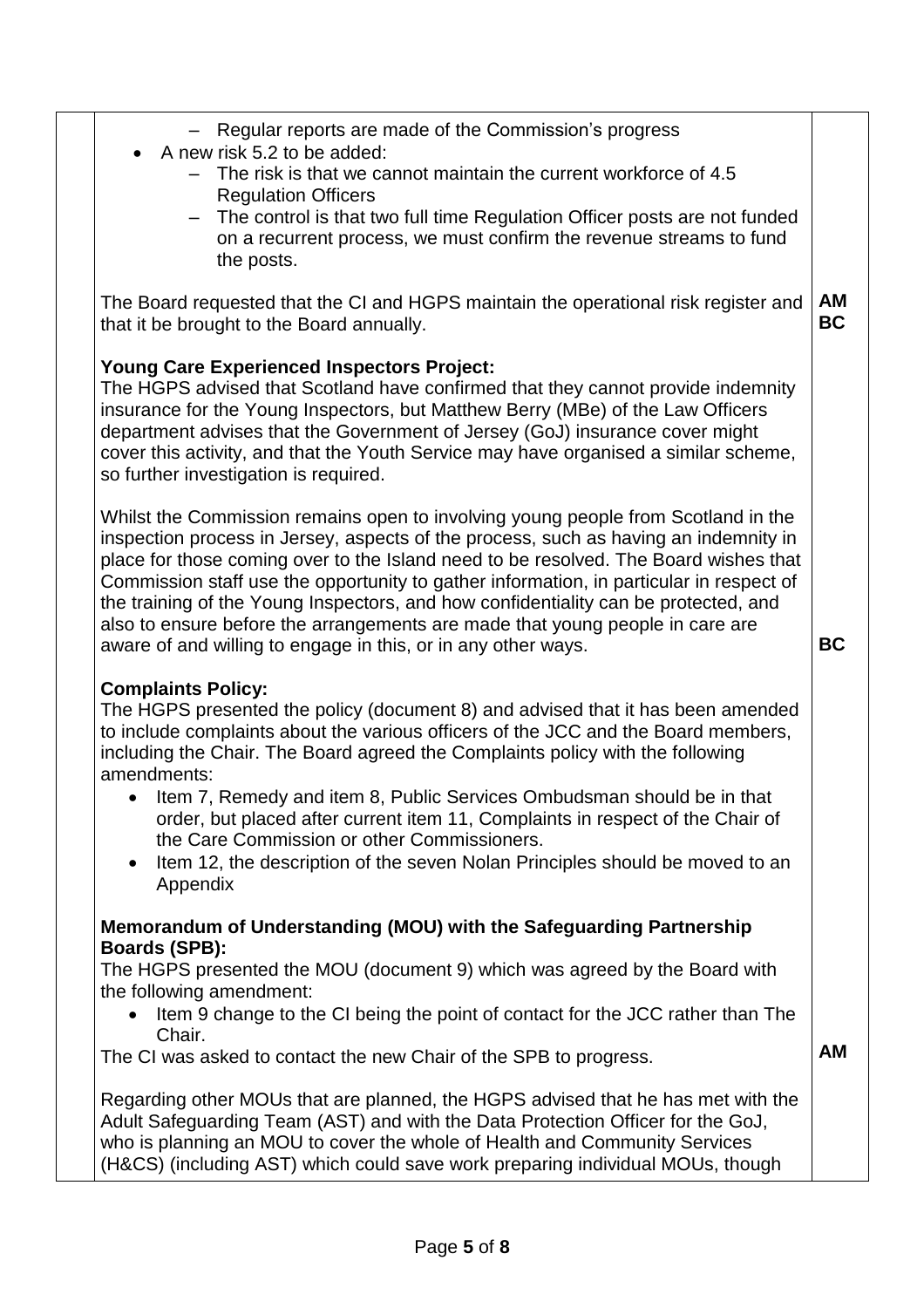| | | |
|---|---|---|
| | – Regular reports are made of the Commission's progress<br>• A new risk 5.2 to be added:<br>– The risk is that we cannot maintain the current workforce of 4.5 Regulation Officers<br>– The control is that two full time Regulation Officer posts are not funded on a recurrent process, we must confirm the revenue streams to fund the posts. | |
| | The Board requested that the CI and HGPS maintain the operational risk register and that it be brought to the Board annually. | **AM**<br>**BC** |
| | **Young Care Experienced Inspectors Project:**<br>The HGPS advised that Scotland have confirmed that they cannot provide indemnity insurance for the Young Inspectors, but Matthew Berry (MBe) of the Law Officers department advises that the Government of Jersey (GoJ) insurance cover might cover this activity, and that the Youth Service may have organised a similar scheme, so further investigation is required.<br><br>Whilst the Commission remains open to involving young people from Scotland in the inspection process in Jersey, aspects of the process, such as having an indemnity in place for those coming over to the Island need to be resolved. The Board wishes that Commission staff use the opportunity to gather information, in particular in respect of the training of the Young Inspectors, and how confidentiality can be protected, and also to ensure before the arrangements are made that young people in care are aware of and willing to engage in this, or in any other ways. | **BC** |
| | **Complaints Policy:**<br>The HGPS presented the policy (document 8) and advised that it has been amended to include complaints about the various officers of the JCC and the Board members, including the Chair. The Board agreed the Complaints policy with the following amendments:<br>• Item 7, Remedy and item 8, Public Services Ombudsman should be in that order, but placed after current item 11, Complaints in respect of the Chair of the Care Commission or other Commissioners.<br>• Item 12, the description of the seven Nolan Principles should be moved to an Appendix | |
| | **Memorandum of Understanding (MOU) with the Safeguarding Partnership Boards (SPB):**<br>The HGPS presented the MOU (document 9) which was agreed by the Board with the following amendment:<br>• Item 9 change to the CI being the point of contact for the JCC rather than The Chair.<br>The CI was asked to contact the new Chair of the SPB to progress. | **AM** |
| | Regarding other MOUs that are planned, the HGPS advised that he has met with the Adult Safeguarding Team (AST) and with the Data Protection Officer for the GoJ, who is planning an MOU to cover the whole of Health and Community Services (H&CS) (including AST) which could save work preparing individual MOUs, though | |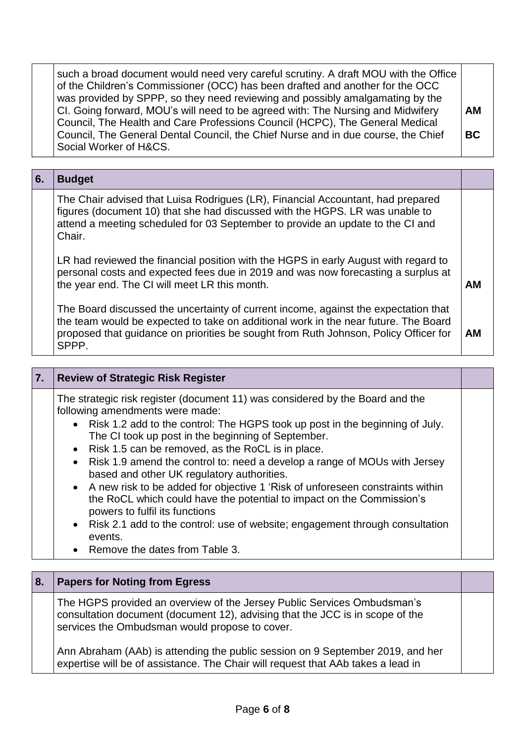| | | |
|---|---|---|
| | such a broad document would need very careful scrutiny. A draft MOU with the Office of the Children's Commissioner (OCC) has been drafted and another for the OCC was provided by SPPP, so they need reviewing and possibly amalgamating by the CI. Going forward, MOU's will need to be agreed with: The Nursing and Midwifery Council, The Health and Care Professions Council (HCPC), The General Medical Council, The General Dental Council, the Chief Nurse and in due course, the Chief Social Worker of H&CS. | **AM**<br><br>**BC** |

| **6.** | **Budget** | |
|---|---|---|
| | The Chair advised that Luisa Rodrigues (LR), Financial Accountant, had prepared figures (document 10) that she had discussed with the HGPS. LR was unable to attend a meeting scheduled for 03 September to provide an update to the CI and Chair. | |
| | LR had reviewed the financial position with the HGPS in early August with regard to personal costs and expected fees due in 2019 and was now forecasting a surplus at the year end. The CI will meet LR this month. | **AM** |
| | The Board discussed the uncertainty of current income, against the expectation that the team would be expected to take on additional work in the near future. The Board proposed that guidance on priorities be sought from Ruth Johnson, Policy Officer for SPPP. | **AM** |

| **7.** | **Review of Strategic Risk Register** | |
|---|---|---|
| | The strategic risk register (document 11) was considered by the Board and the following amendments were made:<br>• Risk 1.2 add to the control: The HGPS took up post in the beginning of July. The CI took up post in the beginning of September.<br>• Risk 1.5 can be removed, as the RoCL is in place.<br>• Risk 1.9 amend the control to: need a develop a range of MOUs with Jersey based and other UK regulatory authorities.<br>• A new risk to be added for objective 1 'Risk of unforeseen constraints within the RoCL which could have the potential to impact on the Commission's powers to fulfil its functions<br>• Risk 2.1 add to the control: use of website; engagement through consultation events.<br>• Remove the dates from Table 3. | |

| **8.** | **Papers for Noting from Egress** | |
|---|---|---|
| | The HGPS provided an overview of the Jersey Public Services Ombudsman's consultation document (document 12), advising that the JCC is in scope of the services the Ombudsman would propose to cover. | |
| | Ann Abraham (AAb) is attending the public session on 9 September 2019, and her expertise will be of assistance. The Chair will request that AAb takes a lead in | |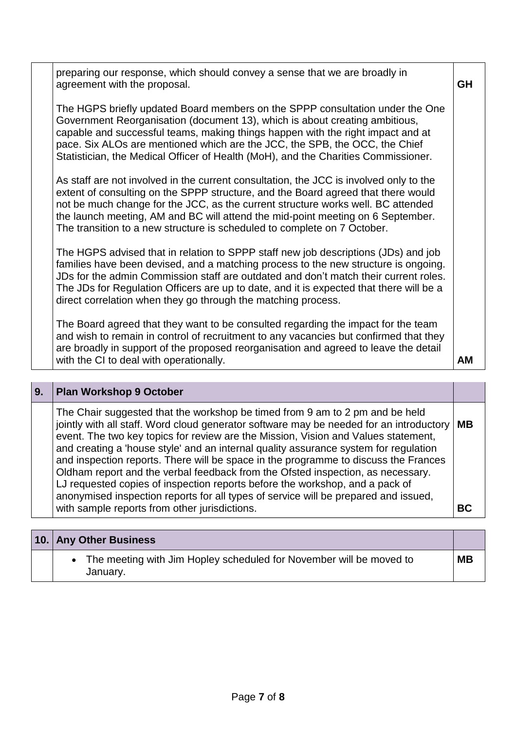| | | |
|---|---|---|
| | preparing our response, which should convey a sense that we are broadly in agreement with the proposal.<br><br>The HGPS briefly updated Board members on the SPPP consultation under the One Government Reorganisation (document 13), which is about creating ambitious, capable and successful teams, making things happen with the right impact and at pace. Six ALOs are mentioned which are the JCC, the SPB, the OCC, the Chief Statistician, the Medical Officer of Health (MoH), and the Charities Commissioner.<br><br>As staff are not involved in the current consultation, the JCC is involved only to the extent of consulting on the SPPP structure, and the Board agreed that there would not be much change for the JCC, as the current structure works well. BC attended the launch meeting, AM and BC will attend the mid-point meeting on 6 September. The transition to a new structure is scheduled to complete on 7 October.<br><br>The HGPS advised that in relation to SPPP staff new job descriptions (JDs) and job families have been devised, and a matching process to the new structure is ongoing. JDs for the admin Commission staff are outdated and don't match their current roles. The JDs for Regulation Officers are up to date, and it is expected that there will be a direct correlation when they go through the matching process.<br><br>The Board agreed that they want to be consulted regarding the impact for the team and wish to remain in control of recruitment to any vacancies but confirmed that they are broadly in support of the proposed reorganisation and agreed to leave the detail with the CI to deal with operationally. | **GH**<br><br><br><br><br><br><br><br><br><br><br><br><br><br><br><br><br><br>**AM** |

| **9.** | **Plan Workshop 9 October** | |
|---|---|---|
| | The Chair suggested that the workshop be timed from 9 am to 2 pm and be held jointly with all staff. Word cloud generator software may be needed for an introductory event. The two key topics for review are the Mission, Vision and Values statement, and creating a 'house style' and an internal quality assurance system for regulation and inspection reports. There will be space in the programme to discuss the Frances Oldham report and the verbal feedback from the Ofsted inspection, as necessary. LJ requested copies of inspection reports before the workshop, and a pack of anonymised inspection reports for all types of service will be prepared and issued, with sample reports from other jurisdictions. | **MB**<br><br><br><br><br><br><br>**BC** |

| **10.** | **Any Other Business** | |
|---|---|---|
| | • The meeting with Jim Hopley scheduled for November will be moved to January. | **MB** |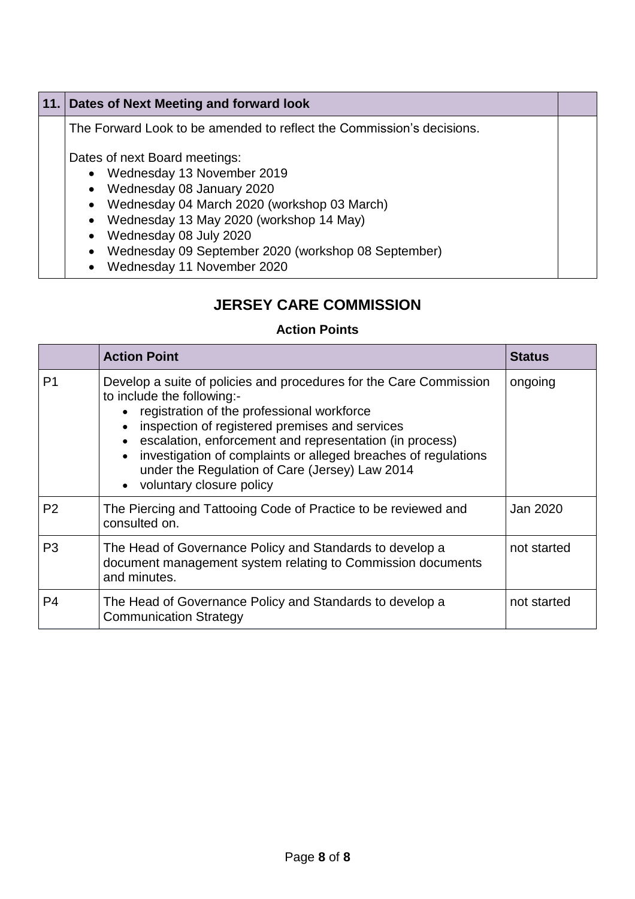| 11. | Dates of Next Meeting and forward look | |
|---|---|---|
| | The Forward Look to be amended to reflect the Commission's decisions.<br><br>Dates of next Board meetings:<br>• Wednesday 13 November 2019<br>• Wednesday 08 January 2020<br>• Wednesday 04 March 2020 (workshop 03 March)<br>• Wednesday 13 May 2020 (workshop 14 May)<br>• Wednesday 08 July 2020<br>• Wednesday 09 September 2020 (workshop 08 September)<br>• Wednesday 11 November 2020 | |

## JERSEY CARE COMMISSION

### Action Points

| | Action Point | Status |
|---|---|---|
| P1 | Develop a suite of policies and procedures for the Care Commission to include the following:-<br>• registration of the professional workforce<br>• inspection of registered premises and services<br>• escalation, enforcement and representation (in process)<br>• investigation of complaints or alleged breaches of regulations under the Regulation of Care (Jersey) Law 2014<br>• voluntary closure policy | ongoing |
| P2 | The Piercing and Tattooing Code of Practice to be reviewed and consulted on. | Jan 2020 |
| P3 | The Head of Governance Policy and Standards to develop a document management system relating to Commission documents and minutes. | not started |
| P4 | The Head of Governance Policy and Standards to develop a Communication Strategy | not started |